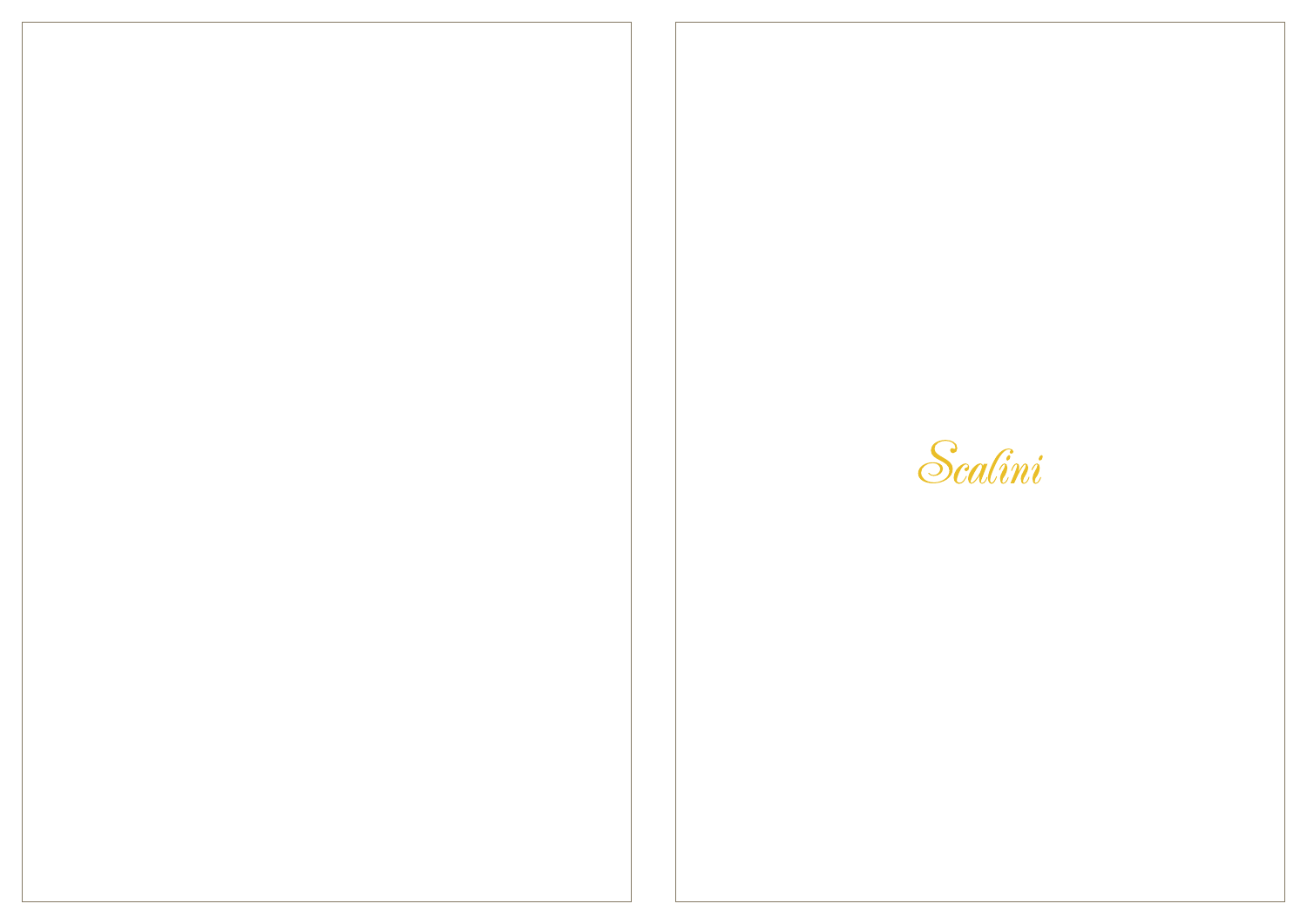# *Scalini*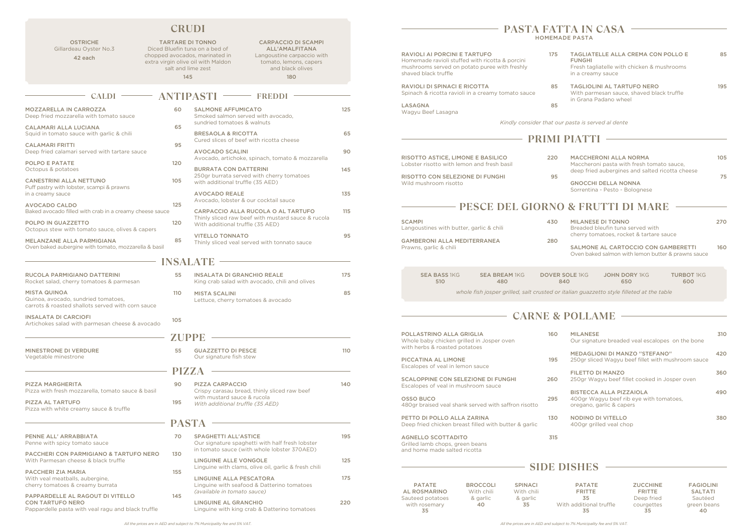# CRUDI

**OSTRICHE**
Gillardeau Oyster No.3
42 each

**TARTARE DI TONNO**
Diced Bluefin tuna on a bed of chopped avocados, marinated in extra virgin olive oil with Maldon salt and lime zest
145

**CARPACCIO DI SCAMPI ALL'AMALFITANA**
Langoustine carpaccio with tomato, lemons, capers and black olives
180

# ANTIPASTI

## CALDI

| | |
|---|---|
| **MOZZARELLA IN CARROZZA** Deep fried mozzarella with tomato sauce | 60 |
| **CALAMARI ALLA LUCIANA** Squid in tomato sauce with garlic & chili | 65 |
| **CALAMARI FRITTI** Deep fried calamari served with tartare sauce | 95 |
| **POLPO E PATATE** Octopus & potatoes | 120 |
| **CANESTRINI ALLA NETTUNO** Puff pastry with lobster, scampi & prawns in a creamy sauce | 105 |
| **AVOCADO CALDO** Baked avocado filled with crab in a creamy cheese sauce | 125 |
| **POLPO IN GUAZZETTO** Octopus stew with tomato sauce, olives & capers | 120 |
| **MELANZANE ALLA PARMIGIANA** Oven baked aubergine with tomato, mozzarella & basil | 85 |

## FREDDI

| | |
|---|---|
| **SALMONE AFFUMICATO** Smoked salmon served with avocado, sundried tomatoes & walnuts | 125 |
| **BRESAOLA & RICOTTA** Cured slices of beef with ricotta cheese | 65 |
| **AVOCADO SCALINI** Avocado, artichoke, spinach, tomato & mozzarella | 90 |
| **BURRATA CON DATTERINI** 250gr burrata served with cherry tomatoes with additional truffle (35 AED) | 145 |
| **AVOCADO REALE** Avocado, lobster & our cocktail sauce | 135 |
| **CARPACCIO ALLA RUCOLA O AL TARTUFO** Thinly sliced raw beef with mustard sauce & rucola With additional truffle (35 AED) | 115 |
| **VITELLO TONNATO** Thinly sliced veal served with tonnato sauce | 95 |

# INSALATE

| | |
|---|---|
| **RUCOLA PARMIGIANO DATTERINI** Rocket salad, cherry tomatoes & parmesan | 55 |
| **MISTA QUINOA** Quinoa, avocado, sundried tomatoes, carrots & roasted shallots served with corn sauce | 110 |
| **INSALATA DI CARCIOFI** Artichokes salad with parmesan cheese & avocado | 105 |
| **INSALATA DI GRANCHIO REALE** King crab salad with avocado, chili and olives | 175 |
| **MISTA SCALINI** Lettuce, cherry tomatoes & avocado | 85 |

# ZUPPE

| | |
|---|---|
| **MINESTRONE DI VERDURE** Vegetable minestrone | 55 |
| **GUAZZETTO DI PESCE** Our signature fish stew | 110 |

# PIZZA

| | |
|---|---|
| **PIZZA MARGHERITA** Pizza with fresh mozzarella, tomato sauce & basil | 90 |
| **PIZZA AL TARTUFO** Pizza with white creamy sauce & truffle | 195 |
| **PIZZA CARPACCIO** Crispy carasau bread, thinly sliced raw beef with mustard sauce & rucola *With additional truffle (35 AED)* | 140 |

# PASTA

| | |
|---|---|
| **PENNE ALL' ARRABBIATA** Penne with spicy tomato sauce | 70 |
| **PACCHERI CON PARMIGIANO & TARTUFO NERO** With Parmesan cheese & black truffle | 130 |
| **PACCHERI ZIA MARIA** With veal meatballs, aubergine, cherry tomatoes & creamy burrata | 155 |
| **PAPPARDELLE AL RAGOUT DI VITELLO CON TARTUFO NERO** Pappardelle pasta with veal ragu and black truffle | 145 |
| **SPAGHETTI ALL'ASTICE** Our signature spaghetti with half fresh lobster in tomato sauce (with whole lobster 370AED) | 195 |
| **LINGUINE ALLE VONGOLE** Linguine with clams, olive oil, garlic & fresh chili | 125 |
| **LINGUINE ALLA PESCATORA** Linguine with seafood & Datterino tomatoes *(available in tomato sauce)* | 175 |
| **LINGUINE AL GRANCHIO** Linguine with king crab & Datterino tomatoes | 220 |

*All the prices are in AED and subject to 7% Municipality fee and 5% VAT.*

# PASTA FATTA IN CASA

HOMEMADE PASTA

| | |
|---|---|
| **RAVIOLI AI PORCINI E TARTUFO** Homemade ravioli stuffed with ricotta & porcini mushrooms served on potato puree with freshly shaved black truffle | 175 |
| **RAVIOLI DI SPINACI E RICOTTA** Spinach & ricotta ravioli in a creamy tomato sauce | 85 |
| **LASAGNA** Wagyu Beef Lasagna | 85 |
| **TAGLIATELLE ALLA CREMA CON POLLO E FUNGHI** Fresh tagliatelle with chicken & mushrooms in a creamy sauce | 85 |
| **TAGLIOLINI AL TARTUFO NERO** With parmesan sauce, shaved black truffle in Grana Padano wheel | 195 |

*Kindly consider that our pasta is served al dente*

# PRIMI PIATTI

| | |
|---|---|
| **RISOTTO ASTICE, LIMONE E BASILICO** Lobster risotto with lemon and fresh basil | 220 |
| **RISOTTO CON SELEZIONE DI FUNGHI** Wild mushroom risotto | 95 |
| **MACCHERONI ALLA NORMA** Maccheroni pasta with fresh tomato sauce, deep fried aubergines and salted ricotta cheese | 105 |
| **GNOCCHI DELLA NONNA** Sorrentina - Pesto - Bolognese | 75 |

# PESCE DEL GIORNO & FRUTTI DI MARE

| | |
|---|---|
| **SCAMPI** Langoustines with butter, garlic & chili | 430 |
| **GAMBERONI ALLA MEDITERRANEA** Prawns, garlic & chili | 280 |
| **MILANESE DI TONNO** Breaded bleufin tuna served with cherry tomatoes, rocket & tartare sauce | 270 |
| **SALMONE AL CARTOCCIO CON GAMBERETTI** Oven baked salmon with lemon butter & prawns sauce | 160 |

| SEA BASS 1KG | SEA BREAM 1KG | DOVER SOLE 1KG | JOHN DORY 1KG | TURBOT 1KG |
|---|---|---|---|---|
| 510 | 480 | 840 | 650 | 600 |

*whole fish josper grilled, salt crusted or italian guazzetto style filleted at the table*

# CARNE & POLLAME

| | |
|---|---|
| **POLLASTRINO ALLA GRIGLIA** Whole baby chicken grilled in Josper oven with herbs & roasted potatoes | 160 |
| **PICCATINA AL LIMONE** Escalopes of veal in lemon sauce | 195 |
| **SCALOPPINE CON SELEZIONE DI FUNGHI** Escalopes of veal in mushroom sauce | 260 |
| **OSSO BUCO** 480gr braised veal shank served with saffron risotto | 295 |
| **PETTO DI POLLO ALLA ZARINA** Deep fried chicken breast filled with butter & garlic | 130 |
| **AGNELLO SCOTTADITO** Grilled lamb chops, green beans and home made salted ricotta | 315 |
| **MILANESE** Our signature breaded veal escalopes on the bone | 310 |
| **MEDAGLIONI DI MANZO "STEFANO"** 250gr sliced Wagyu beef fillet with mushroom sauce | 420 |
| **FILETTO DI MANZO** 250gr Wagyu beef fillet cooked in Josper oven | 360 |
| **BISTECCA ALLA PIZZAIOLA** 400gr Wagyu beef rib eye with tomatoes, oregano, garlic & capers | 490 |
| **NODINO DI VITELLO** 400gr grilled veal chop | 380 |

# SIDE DISHES

| PATATE AL ROSMARINO | BROCCOLI | SPINACI | PATATE FRITTE | ZUCCHINE FRITTE | FAGIOLINI SALTATI |
|---|---|---|---|---|---|
| Sauteed potatoes with rosemary | With chili & garlic | With chili & garlic | With additional truffle | Deep fried courgettes | Sautéed green beans |
| 35 | 40 | 35 | 35 / 35 | 35 | 40 |

*All the prices are in AED and subject to 7% Municipality fee and 5% VAT.*